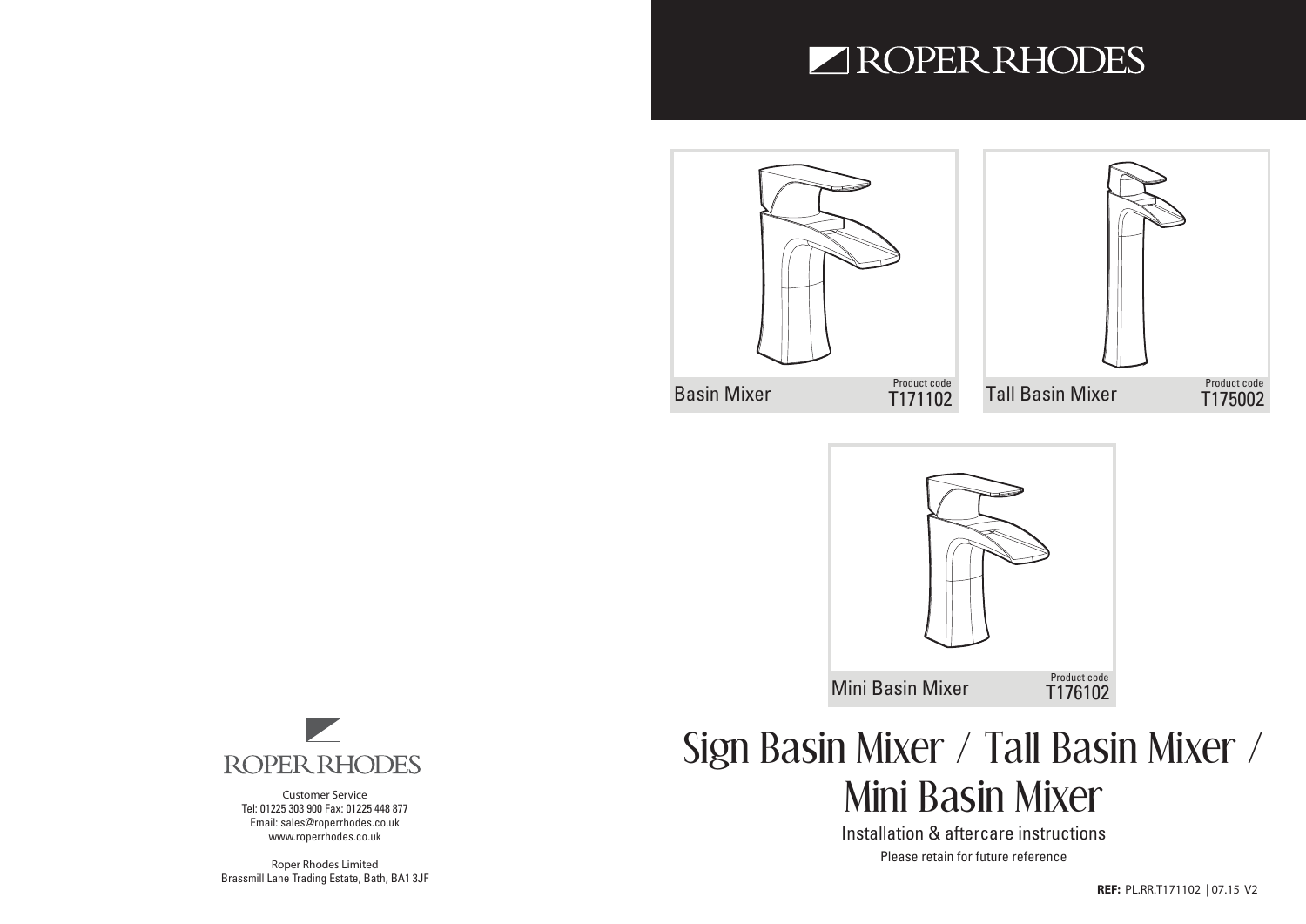# ROPER RHODES

Basin Mixer — Product code T171102

Tall Basin Mixer — Product code T175002

Mini Basin Mixer — Product code T176102

# Sign Basin Mixer / Tall Basin Mixer / Mini Basin Mixer

Installation & aftercare instructions

Please retain for future reference

**REF:** PL.RR.T171102 | 07.15 V2

ROPER RHODES

Customer Service
Tel: 01225 303 900 Fax: 01225 448 877
Email: sales@roperrhodes.co.uk
www.roperrhodes.co.uk

Roper Rhodes Limited
Brassmill Lane Trading Estate, Bath, BA1 3JF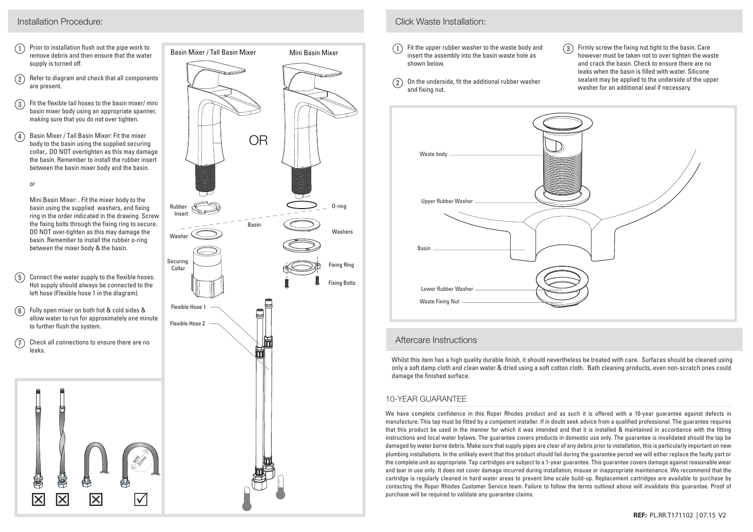## Installation Procedure:

1. Prior to installation flush out the pipe work to remove debris and then ensure that the water supply is turned off.
2. Refer to diagram and check that all components are present.
3. Fit the flexible tail hoses to the basin mixer/ mini basin mixer body using an appropriate spanner, making sure that you do not over tighten.
4. Basin Mixer / Tall Basin Mixer: Fit the mixer body to the basin using the supplied securing collar,. DO NOT overtighten as this may damage the basin. Remember to install the rubber insert between the basin mixer body and the basin.

   or

   Mini Basin Mixer: . Fit the mixer body to the basin using the supplied washers, and fixing ring in the order indicated in the drawing. Screw the fixing bolts through the fixing ring to secure. DO NOT over-tighten as this may damage the basin. Remember to install the rubber o-ring between the mixer body & the basin.
5. Connect the water supply to the flexible hoses. Hot supply should always be connected to the left hose (Flexible hose 1 in the diagram).
6. Fully open mixer on both hot & cold sides & allow water to run for approximately one minute to further flush the system.
7. Check all connections to ensure there are no leaks.

Basin Mixer / Tall Basin Mixer

OR

Mini Basin Mixer

Rubber Insert

Washer

Securing Collar

Basin

O-ring

Washers

Fixing Ring

Fixing Bolts

Flexible Hose 1

Flexible Hose 2

MIN 25mm

## Click Waste Installation:

1. Fit the upper rubber washer to the waste body and insert the assembly into the basin waste hole as shown below.
2. On the underside, fit the additional rubber washer and fixing nut.
3. Firmly screw the fixing nut tight to the basin. Care however must be taken not to over tighten the waste and crack the basin. Check to ensure there are no leaks when the basin is filled with water. Silicone sealant may be applied to the underside of the upper washer for an additional seal if necessary.

Waste body

Upper Rubber Washer

Basin

Lower Rubber Washer

Waste Fixing Nut

## Aftercare Instructions

Whilst this item has a high quality durable finish, it should nevertheless be treated with care. Surfaces should be cleaned using only a soft damp cloth and clean water & dried using a soft cotton cloth. Bath cleaning products, even non-scratch ones could damage the finished surface.

### 10-YEAR GUARANTEE

We have complete confidence in this Roper Rhodes product and as such it is offered with a 10-year guarantee against defects in manufacture. This tap must be fitted by a competent installer. If in doubt seek advice from a qualified professional. The guarantee requires that this product be used in the manner for which it was intended and that it is installed & maintained in accordance with the fitting instructions and local water bylaws. The guarantee covers products in domestic use only. The guarantee is invalidated should the tap be damaged by water borne debris. Make sure that supply pipes are clear of any debris prior to installation, this is particularly important on new plumbing installations. In the unlikely event that this product should fail during the guarantee period we will either replace the faulty part or the complete unit as appropriate. Tap cartridges are subject to a 1-year guarantee. This guarantee covers damage against reasonable wear and tear in use only. It does not cover damage incurred during installation, misuse or inappropriate maintenance. We recommend that the cartridge is regularly cleaned in hard water areas to prevent lime scale build-up. Replacement cartridges are available to purchase by contacting the Roper Rhodes Customer Service team. Failure to follow the terms outlined above will invalidate this guarantee. Proof of purchase will be required to validate any guarantee claims.

**REF:** PL.RR.T171102 | 07.15 V2